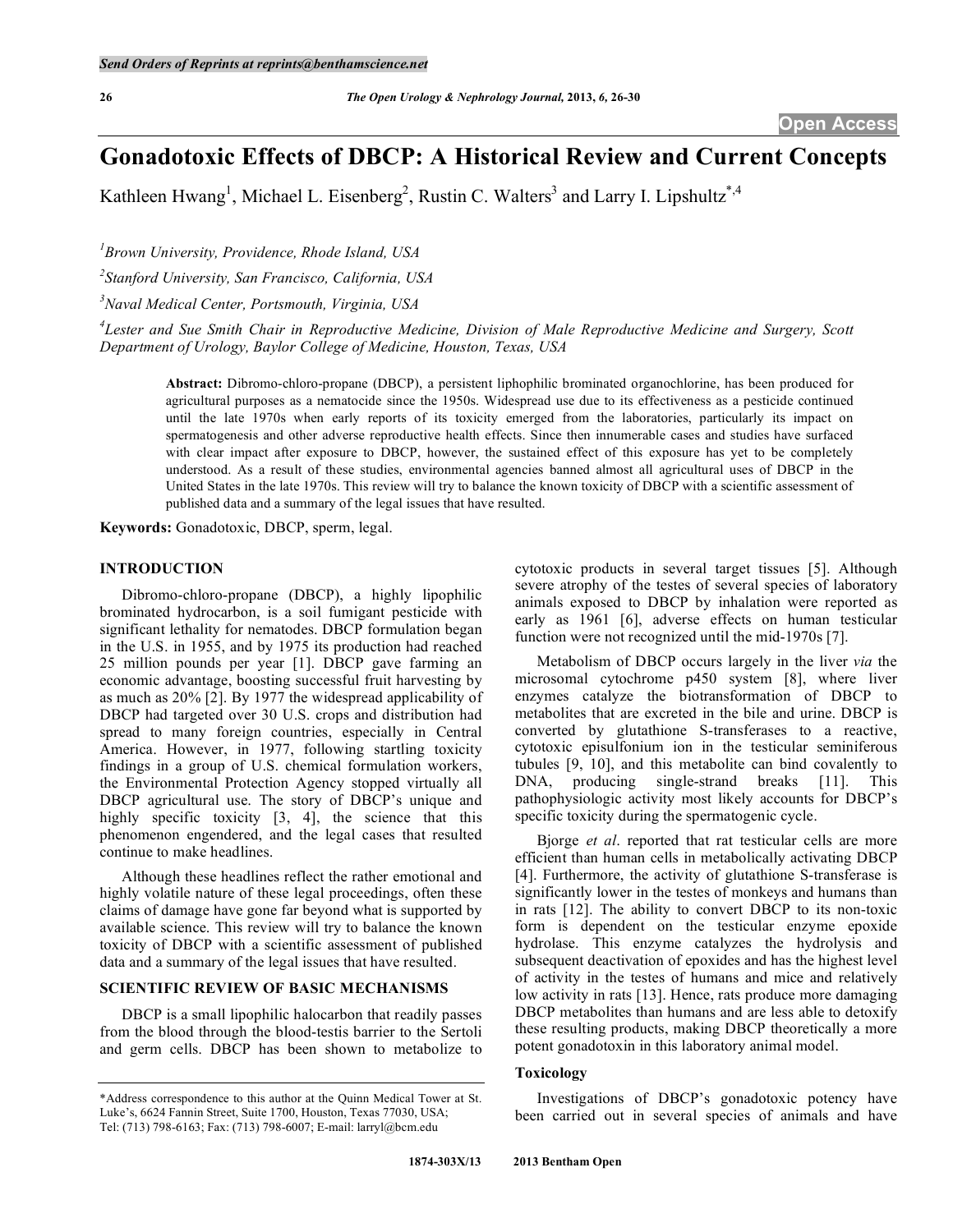# Gonadotoxic Effects of DBCP: A Historical Review and Current Concepts

Kathleen Hwang[1], Michael L. Eisenberg[2], Rustin C. Walters[3] and Larry I. Lipshultz[*,4]

[1]*Brown University, Providence, Rhode Island, USA*

[2]*Stanford University, San Francisco, California, USA*

[3]*Naval Medical Center, Portsmouth, Virginia, USA*

[4]*Lester and Sue Smith Chair in Reproductive Medicine, Division of Male Reproductive Medicine and Surgery, Scott Department of Urology, Baylor College of Medicine, Houston, Texas, USA*

**Abstract:** Dibromo-chloro-propane (DBCP), a persistent liphophilic brominated organochlorine, has been produced for agricultural purposes as a nematocide since the 1950s. Widespread use due to its effectiveness as a pesticide continued until the late 1970s when early reports of its toxicity emerged from the laboratories, particularly its impact on spermatogenesis and other adverse reproductive health effects. Since then innumerable cases and studies have surfaced with clear impact after exposure to DBCP, however, the sustained effect of this exposure has yet to be completely understood. As a result of these studies, environmental agencies banned almost all agricultural uses of DBCP in the United States in the late 1970s. This review will try to balance the known toxicity of DBCP with a scientific assessment of published data and a summary of the legal issues that have resulted.

**Keywords:** Gonadotoxic, DBCP, sperm, legal.

## INTRODUCTION

Dibromo-chloro-propane (DBCP), a highly lipophilic brominated hydrocarbon, is a soil fumigant pesticide with significant lethality for nematodes. DBCP formulation began in the U.S. in 1955, and by 1975 its production had reached 25 million pounds per year [1]. DBCP gave farming an economic advantage, boosting successful fruit harvesting by as much as 20% [2]. By 1977 the widespread applicability of DBCP had targeted over 30 U.S. crops and distribution had spread to many foreign countries, especially in Central America. However, in 1977, following startling toxicity findings in a group of U.S. chemical formulation workers, the Environmental Protection Agency stopped virtually all DBCP agricultural use. The story of DBCP's unique and highly specific toxicity [3, 4], the science that this phenomenon engendered, and the legal cases that resulted continue to make headlines.

Although these headlines reflect the rather emotional and highly volatile nature of these legal proceedings, often these claims of damage have gone far beyond what is supported by available science. This review will try to balance the known toxicity of DBCP with a scientific assessment of published data and a summary of the legal issues that have resulted.

## SCIENTIFIC REVIEW OF BASIC MECHANISMS

DBCP is a small lipophilic halocarbon that readily passes from the blood through the blood-testis barrier to the Sertoli and germ cells. DBCP has been shown to metabolize to cytotoxic products in several target tissues [5]. Although severe atrophy of the testes of several species of laboratory animals exposed to DBCP by inhalation were reported as early as 1961 [6], adverse effects on human testicular function were not recognized until the mid-1970s [7].

Metabolism of DBCP occurs largely in the liver *via* the microsomal cytochrome p450 system [8], where liver enzymes catalyze the biotransformation of DBCP to metabolites that are excreted in the bile and urine. DBCP is converted by glutathione S-transferases to a reactive, cytotoxic episulfonium ion in the testicular seminiferous tubules [9, 10], and this metabolite can bind covalently to DNA, producing single-strand breaks [11]. This pathophysiologic activity most likely accounts for DBCP's specific toxicity during the spermatogenic cycle.

Bjorge *et al*. reported that rat testicular cells are more efficient than human cells in metabolically activating DBCP [4]. Furthermore, the activity of glutathione S-transferase is significantly lower in the testes of monkeys and humans than in rats [12]. The ability to convert DBCP to its non-toxic form is dependent on the testicular enzyme epoxide hydrolase. This enzyme catalyzes the hydrolysis and subsequent deactivation of epoxides and has the highest level of activity in the testes of humans and mice and relatively low activity in rats [13]. Hence, rats produce more damaging DBCP metabolites than humans and are less able to detoxify these resulting products, making DBCP theoretically a more potent gonadotoxin in this laboratory animal model.

### Toxicology

Investigations of DBCP's gonadotoxic potency have been carried out in several species of animals and have

*Address correspondence to this author at the Quinn Medical Tower at St. Luke's, 6624 Fannin Street, Suite 1700, Houston, Texas 77030, USA; Tel: (713) 798-6163; Fax: (713) 798-6007; E-mail: larryl@bcm.edu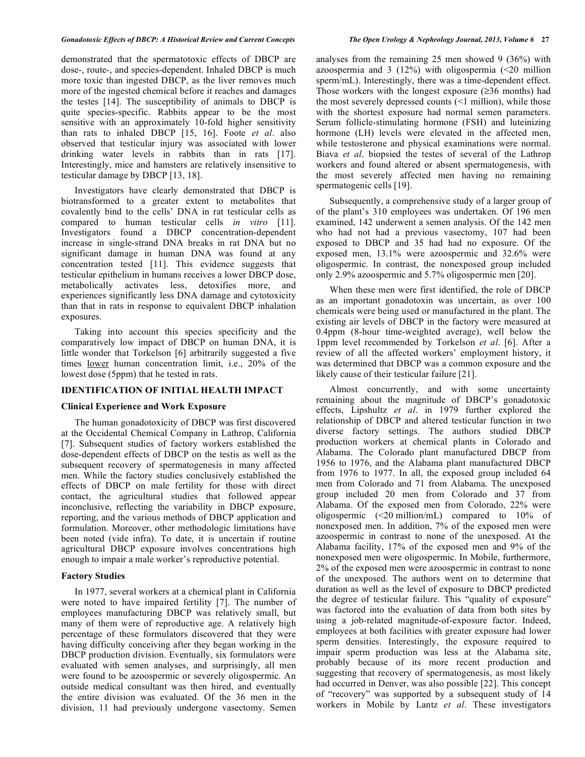demonstrated that the spermatotoxic effects of DBCP are dose-, route-, and species-dependent. Inhaled DBCP is much more toxic than ingested DBCP, as the liver removes much more of the ingested chemical before it reaches and damages the testes [14]. The susceptibility of animals to DBCP is quite species-specific. Rabbits appear to be the most sensitive with an approximately 10-fold higher sensitivity than rats to inhaled DBCP [15, 16]. Foote *et al*. also observed that testicular injury was associated with lower drinking water levels in rabbits than in rats [17]. Interestingly, mice and hamsters are relatively insensitive to testicular damage by DBCP [13, 18].

Investigators have clearly demonstrated that DBCP is biotransformed to a greater extent to metabolites that covalently bind to the cells' DNA in rat testicular cells as compared to human testicular cells *in vitro* [11]. Investigators found a DBCP concentration-dependent increase in single-strand DNA breaks in rat DNA but no significant damage in human DNA was found at any concentration tested [11]. This evidence suggests that testicular epithelium in humans receives a lower DBCP dose, metabolically activates less, detoxifies more, and experiences significantly less DNA damage and cytotoxicity than that in rats in response to equivalent DBCP inhalation exposures.

Taking into account this species specificity and the comparatively low impact of DBCP on human DNA, it is little wonder that Torkelson [6] arbitrarily suggested a five times lower human concentration limit, i.e., 20% of the lowest dose (5ppm) that he tested in rats.

## IDENTIFICATION OF INITIAL HEALTH IMPACT

### Clinical Experience and Work Exposure

The human gonadotoxicity of DBCP was first discovered at the Occidental Chemical Company in Lathrop, California [7]. Subsequent studies of factory workers established the dose-dependent effects of DBCP on the testis as well as the subsequent recovery of spermatogenesis in many affected men. While the factory studies conclusively established the effects of DBCP on male fertility for those with direct contact, the agricultural studies that followed appear inconclusive, reflecting the variability in DBCP exposure, reporting, and the various methods of DBCP application and formulation. Moreover, other methodologic limitations have been noted (vide infra). To date, it is uncertain if routine agricultural DBCP exposure involves concentrations high enough to impair a male worker's reproductive potential.

### Factory Studies

In 1977, several workers at a chemical plant in California were noted to have impaired fertility [7]. The number of employees manufacturing DBCP was relatively small, but many of them were of reproductive age. A relatively high percentage of these formulators discovered that they were having difficulty conceiving after they began working in the DBCP production division. Eventually, six formulators were evaluated with semen analyses, and surprisingly, all men were found to be azoospermic or severely oligospermic. An outside medical consultant was then hired, and eventually the entire division was evaluated. Of the 36 men in the division, 11 had previously undergone vasectomy. Semen analyses from the remaining 25 men showed 9 (36%) with azoospermia and 3 (12%) with oligospermia (<20 million sperm/mL). Interestingly, there was a time-dependent effect. Those workers with the longest exposure (≥36 months) had the most severely depressed counts (<1 million), while those with the shortest exposure had normal semen parameters. Serum follicle-stimulating hormone (FSH) and luteinizing hormone (LH) levels were elevated in the affected men, while testosterone and physical examinations were normal. Biava *et al*. biopsied the testes of several of the Lathrop workers and found altered or absent spermatogenesis, with the most severely affected men having no remaining spermatogenic cells [19].

Subsequently, a comprehensive study of a larger group of of the plant's 310 employees was undertaken. Of 196 men examined, 142 underwent a semen analysis. Of the 142 men who had not had a previous vasectomy, 107 had been exposed to DBCP and 35 had had no exposure. Of the exposed men, 13.1% were azoospermic and 32.6% were oligospermic. In contrast, the nonexposed group included only 2.9% azoospermic and 5.7% oligospermic men [20].

When these men were first identified, the role of DBCP as an important gonadotoxin was uncertain, as over 100 chemicals were being used or manufactured in the plant. The existing air levels of DBCP in the factory were measured at 0.4ppm (8-hour time-weighted average), well below the 1ppm level recommended by Torkelson *et al*. [6]. After a review of all the affected workers' employment history, it was determined that DBCP was a common exposure and the likely cause of their testicular failure [21].

Almost concurrently, and with some uncertainty remaining about the magnitude of DBCP's gonadotoxic effects, Lipshultz *et al*. in 1979 further explored the relationship of DBCP and altered testicular function in two diverse factory settings. The authors studied DBCP production workers at chemical plants in Colorado and Alabama. The Colorado plant manufactured DBCP from 1956 to 1976, and the Alabama plant manufactured DBCP from 1976 to 1977. In all, the exposed group included 64 men from Colorado and 71 from Alabama. The unexposed group included 20 men from Colorado and 37 from Alabama. Of the exposed men from Colorado, 22% were oligospermic (<20 million/mL) compared to 10% of nonexposed men. In addition, 7% of the exposed men were azoospermic in contrast to none of the unexposed. At the Alabama facility, 17% of the exposed men and 9% of the nonexposed men were oligospermic. In Mobile, furthermore, 2% of the exposed men were azoospermic in contrast to none of the unexposed. The authors went on to determine that duration as well as the level of exposure to DBCP predicted the degree of testicular failure. This "quality of exposure" was factored into the evaluation of data from both sites by using a job-related magnitude-of-exposure factor. Indeed, employees at both facilities with greater exposure had lower sperm densities. Interestingly, the exposure required to impair sperm production was less at the Alabama site, probably because of its more recent production and suggesting that recovery of spermatogenesis, as most likely had occurred in Denver, was also possible [22]. This concept of "recovery" was supported by a subsequent study of 14 workers in Mobile by Lantz *et al*. These investigators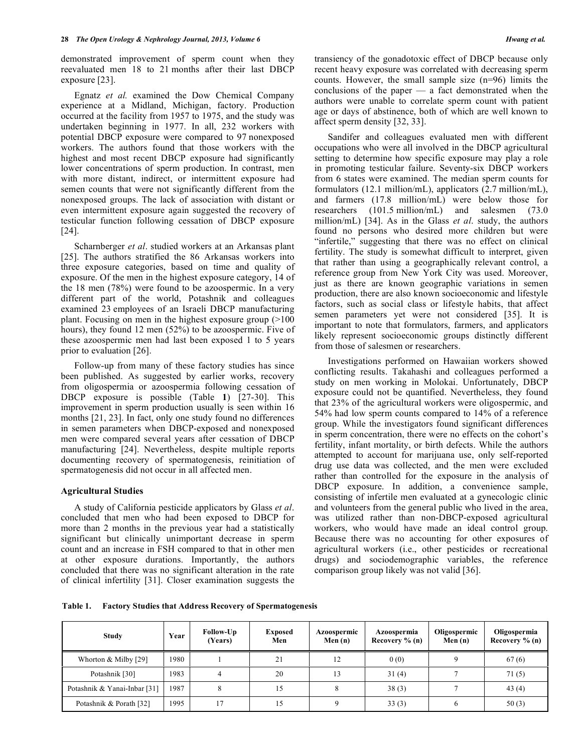demonstrated improvement of sperm count when they reevaluated men 18 to 21 months after their last DBCP exposure [23].

Egnatz *et al.* examined the Dow Chemical Company experience at a Midland, Michigan, factory. Production occurred at the facility from 1957 to 1975, and the study was undertaken beginning in 1977. In all, 232 workers with potential DBCP exposure were compared to 97 nonexposed workers. The authors found that those workers with the highest and most recent DBCP exposure had significantly lower concentrations of sperm production. In contrast, men with more distant, indirect, or intermittent exposure had semen counts that were not significantly different from the nonexposed groups. The lack of association with distant or even intermittent exposure again suggested the recovery of testicular function following cessation of DBCP exposure [24].

Scharnberger *et al*. studied workers at an Arkansas plant [25]. The authors stratified the 86 Arkansas workers into three exposure categories, based on time and quality of exposure. Of the men in the highest exposure category, 14 of the 18 men (78%) were found to be azoospermic. In a very different part of the world, Potashnik and colleagues examined 23 employees of an Israeli DBCP manufacturing plant. Focusing on men in the highest exposure group (>100 hours), they found 12 men (52%) to be azoospermic. Five of these azoospermic men had last been exposed 1 to 5 years prior to evaluation [26].

Follow-up from many of these factory studies has since been published. As suggested by earlier works, recovery from oligospermia or azoospermia following cessation of DBCP exposure is possible (Table **1**) [27-30]. This improvement in sperm production usually is seen within 16 months [21, 23]. In fact, only one study found no differences in semen parameters when DBCP-exposed and nonexposed men were compared several years after cessation of DBCP manufacturing [24]. Nevertheless, despite multiple reports documenting recovery of spermatogenesis, reinitiation of spermatogenesis did not occur in all affected men.

### Agricultural Studies

A study of California pesticide applicators by Glass *et al*. concluded that men who had been exposed to DBCP for more than 2 months in the previous year had a statistically significant but clinically unimportant decrease in sperm count and an increase in FSH compared to that in other men at other exposure durations. Importantly, the authors concluded that there was no significant alteration in the rate of clinical infertility [31]. Closer examination suggests the transiency of the gonadotoxic effect of DBCP because only recent heavy exposure was correlated with decreasing sperm counts. However, the small sample size (n=96) limits the conclusions of the paper — a fact demonstrated when the authors were unable to correlate sperm count with patient age or days of abstinence, both of which are well known to affect sperm density [32, 33].

Sandifer and colleagues evaluated men with different occupations who were all involved in the DBCP agricultural setting to determine how specific exposure may play a role in promoting testicular failure. Seventy-six DBCP workers from 6 states were examined. The median sperm counts for formulators (12.1 million/mL), applicators (2.7 million/mL), and farmers (17.8 million/mL) were below those for researchers (101.5 million/mL) and salesmen (73.0 million/mL) [34]. As in the Glass *et al*. study, the authors found no persons who desired more children but were "infertile," suggesting that there was no effect on clinical fertility. The study is somewhat difficult to interpret, given that rather than using a geographically relevant control, a reference group from New York City was used. Moreover, just as there are known geographic variations in semen production, there are also known socioeconomic and lifestyle factors, such as social class or lifestyle habits, that affect semen parameters yet were not considered [35]. It is important to note that formulators, farmers, and applicators likely represent socioeconomic groups distinctly different from those of salesmen or researchers.

Investigations performed on Hawaiian workers showed conflicting results. Takahashi and colleagues performed a study on men working in Molokai. Unfortunately, DBCP exposure could not be quantified. Nevertheless, they found that 23% of the agricultural workers were oligospermic, and 54% had low sperm counts compared to 14% of a reference group. While the investigators found significant differences in sperm concentration, there were no effects on the cohort's fertility, infant mortality, or birth defects. While the authors attempted to account for marijuana use, only self-reported drug use data was collected, and the men were excluded rather than controlled for the exposure in the analysis of DBCP exposure. In addition, a convenience sample, consisting of infertile men evaluated at a gynecologic clinic and volunteers from the general public who lived in the area, was utilized rather than non-DBCP-exposed agricultural workers, who would have made an ideal control group. Because there was no accounting for other exposures of agricultural workers (i.e., other pesticides or recreational drugs) and sociodemographic variables, the reference comparison group likely was not valid [36].

**Table 1. Factory Studies that Address Recovery of Spermatogenesis**

| Study | Year | Follow-Up (Years) | Exposed Men | Azoospermic Men (n) | Azoospermia Recovery % (n) | Oligospermic Men (n) | Oligospermia Recovery % (n) |
|---|---|---|---|---|---|---|---|
| Whorton & Milby [29] | 1980 | 1 | 21 | 12 | 0 (0) | 9 | 67 (6) |
| Potashnik [30] | 1983 | 4 | 20 | 13 | 31 (4) | 7 | 71 (5) |
| Potashnik & Yanai-Inbar [31] | 1987 | 8 | 15 | 8 | 38 (3) | 7 | 43 (4) |
| Potashnik & Porath [32] | 1995 | 17 | 15 | 9 | 33 (3) | 6 | 50 (3) |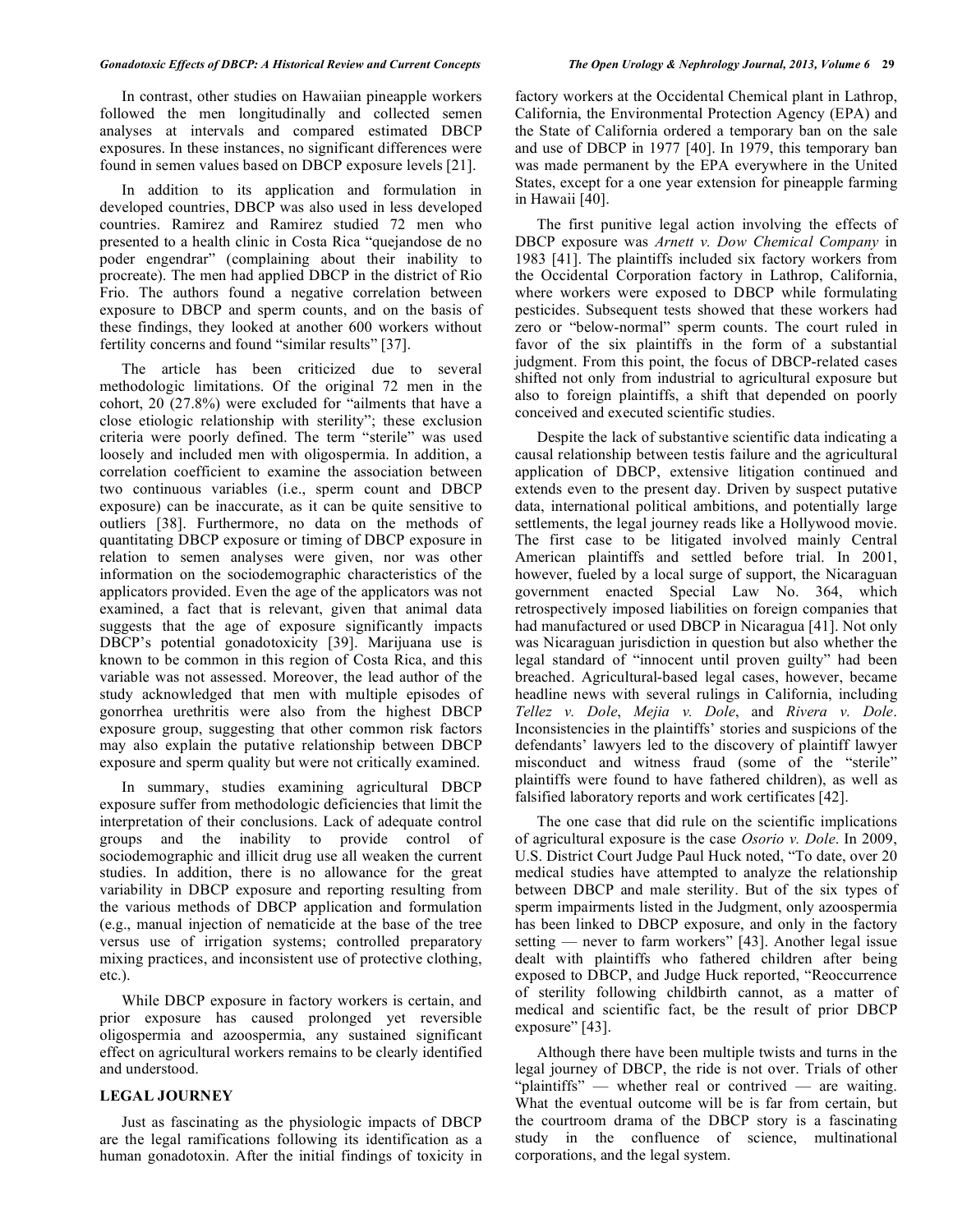In contrast, other studies on Hawaiian pineapple workers followed the men longitudinally and collected semen analyses at intervals and compared estimated DBCP exposures. In these instances, no significant differences were found in semen values based on DBCP exposure levels [21].

In addition to its application and formulation in developed countries, DBCP was also used in less developed countries. Ramirez and Ramirez studied 72 men who presented to a health clinic in Costa Rica "quejandose de no poder engendrar" (complaining about their inability to procreate). The men had applied DBCP in the district of Rio Frio. The authors found a negative correlation between exposure to DBCP and sperm counts, and on the basis of these findings, they looked at another 600 workers without fertility concerns and found "similar results" [37].

The article has been criticized due to several methodologic limitations. Of the original 72 men in the cohort, 20 (27.8%) were excluded for "ailments that have a close etiologic relationship with sterility"; these exclusion criteria were poorly defined. The term "sterile" was used loosely and included men with oligospermia. In addition, a correlation coefficient to examine the association between two continuous variables (i.e., sperm count and DBCP exposure) can be inaccurate, as it can be quite sensitive to outliers [38]. Furthermore, no data on the methods of quantitating DBCP exposure or timing of DBCP exposure in relation to semen analyses were given, nor was other information on the sociodemographic characteristics of the applicators provided. Even the age of the applicators was not examined, a fact that is relevant, given that animal data suggests that the age of exposure significantly impacts DBCP's potential gonadotoxicity [39]. Marijuana use is known to be common in this region of Costa Rica, and this variable was not assessed. Moreover, the lead author of the study acknowledged that men with multiple episodes of gonorrhea urethritis were also from the highest DBCP exposure group, suggesting that other common risk factors may also explain the putative relationship between DBCP exposure and sperm quality but were not critically examined.

In summary, studies examining agricultural DBCP exposure suffer from methodologic deficiencies that limit the interpretation of their conclusions. Lack of adequate control groups and the inability to provide control of sociodemographic and illicit drug use all weaken the current studies. In addition, there is no allowance for the great variability in DBCP exposure and reporting resulting from the various methods of DBCP application and formulation (e.g., manual injection of nematicide at the base of the tree versus use of irrigation systems; controlled preparatory mixing practices, and inconsistent use of protective clothing, etc.).

While DBCP exposure in factory workers is certain, and prior exposure has caused prolonged yet reversible oligospermia and azoospermia, any sustained significant effect on agricultural workers remains to be clearly identified and understood.

## LEGAL JOURNEY

Just as fascinating as the physiologic impacts of DBCP are the legal ramifications following its identification as a human gonadotoxin. After the initial findings of toxicity in factory workers at the Occidental Chemical plant in Lathrop, California, the Environmental Protection Agency (EPA) and the State of California ordered a temporary ban on the sale and use of DBCP in 1977 [40]. In 1979, this temporary ban was made permanent by the EPA everywhere in the United States, except for a one year extension for pineapple farming in Hawaii [40].

The first punitive legal action involving the effects of DBCP exposure was *Arnett v. Dow Chemical Company* in 1983 [41]. The plaintiffs included six factory workers from the Occidental Corporation factory in Lathrop, California, where workers were exposed to DBCP while formulating pesticides. Subsequent tests showed that these workers had zero or "below-normal" sperm counts. The court ruled in favor of the six plaintiffs in the form of a substantial judgment. From this point, the focus of DBCP-related cases shifted not only from industrial to agricultural exposure but also to foreign plaintiffs, a shift that depended on poorly conceived and executed scientific studies.

Despite the lack of substantive scientific data indicating a causal relationship between testis failure and the agricultural application of DBCP, extensive litigation continued and extends even to the present day. Driven by suspect putative data, international political ambitions, and potentially large settlements, the legal journey reads like a Hollywood movie. The first case to be litigated involved mainly Central American plaintiffs and settled before trial. In 2001, however, fueled by a local surge of support, the Nicaraguan government enacted Special Law No. 364, which retrospectively imposed liabilities on foreign companies that had manufactured or used DBCP in Nicaragua [41]. Not only was Nicaraguan jurisdiction in question but also whether the legal standard of "innocent until proven guilty" had been breached. Agricultural-based legal cases, however, became headline news with several rulings in California, including *Tellez v. Dole*, *Mejia v. Dole*, and *Rivera v. Dole*. Inconsistencies in the plaintiffs' stories and suspicions of the defendants' lawyers led to the discovery of plaintiff lawyer misconduct and witness fraud (some of the "sterile" plaintiffs were found to have fathered children), as well as falsified laboratory reports and work certificates [42].

The one case that did rule on the scientific implications of agricultural exposure is the case *Osorio v. Dole*. In 2009, U.S. District Court Judge Paul Huck noted, "To date, over 20 medical studies have attempted to analyze the relationship between DBCP and male sterility. But of the six types of sperm impairments listed in the Judgment, only azoospermia has been linked to DBCP exposure, and only in the factory setting — never to farm workers" [43]. Another legal issue dealt with plaintiffs who fathered children after being exposed to DBCP, and Judge Huck reported, "Reoccurrence of sterility following childbirth cannot, as a matter of medical and scientific fact, be the result of prior DBCP exposure" [43].

Although there have been multiple twists and turns in the legal journey of DBCP, the ride is not over. Trials of other "plaintiffs" — whether real or contrived — are waiting. What the eventual outcome will be is far from certain, but the courtroom drama of the DBCP story is a fascinating study in the confluence of science, multinational corporations, and the legal system.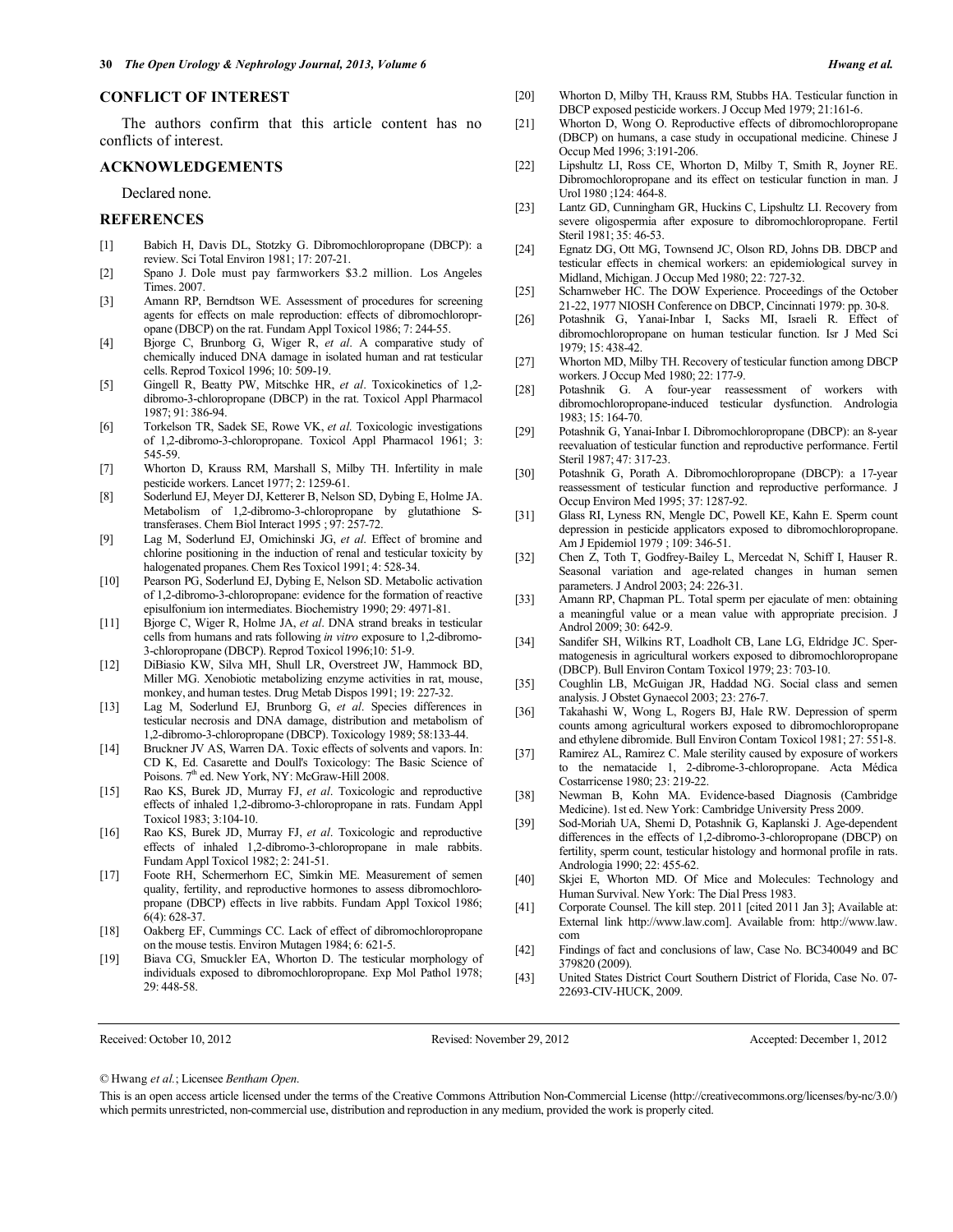## CONFLICT OF INTEREST

The authors confirm that this article content has no conflicts of interest.

## ACKNOWLEDGEMENTS

Declared none.

## REFERENCES

[1] Babich H, Davis DL, Stotzky G. Dibromochloropropane (DBCP): a review. Sci Total Environ 1981; 17: 207-21.

[2] Spano J. Dole must pay farmworkers $3.2 million. Los Angeles Times. 2007.

[3] Amann RP, Berndtson WE. Assessment of procedures for screening agents for effects on male reproduction: effects of dibromochloropropane (DBCP) on the rat. Fundam Appl Toxicol 1986; 7: 244-55.

[4] Bjorge C, Brunborg G, Wiger R, *et al*. A comparative study of chemically induced DNA damage in isolated human and rat testicular cells. Reprod Toxicol 1996; 10: 509-19.

[5] Gingell R, Beatty PW, Mitschke HR, *et al*. Toxicokinetics of 1,2-dibromo-3-chloropropane (DBCP) in the rat. Toxicol Appl Pharmacol 1987; 91: 386-94.

[6] Torkelson TR, Sadek SE, Rowe VK, *et al*. Toxicologic investigations of 1,2-dibromo-3-chloropropane. Toxicol Appl Pharmacol 1961; 3: 545-59.

[7] Whorton D, Krauss RM, Marshall S, Milby TH. Infertility in male pesticide workers. Lancet 1977; 2: 1259-61.

[8] Soderlund EJ, Meyer DJ, Ketterer B, Nelson SD, Dybing E, Holme JA. Metabolism of 1,2-dibromo-3-chloropropane by glutathione S-transferases. Chem Biol Interact 1995 ; 97: 257-72.

[9] Lag M, Soderlund EJ, Omichinski JG, *et al*. Effect of bromine and chlorine positioning in the induction of renal and testicular toxicity by halogenated propanes. Chem Res Toxicol 1991; 4: 528-34.

[10] Pearson PG, Soderlund EJ, Dybing E, Nelson SD. Metabolic activation of 1,2-dibromo-3-chloropropane: evidence for the formation of reactive episulfonium ion intermediates. Biochemistry 1990; 29: 4971-81.

[11] Bjorge C, Wiger R, Holme JA, *et al*. DNA strand breaks in testicular cells from humans and rats following *in vitro* exposure to 1,2-dibromo-3-chloropropane (DBCP). Reprod Toxicol 1996;10: 51-9.

[12] DiBiasio KW, Silva MH, Shull LR, Overstreet JW, Hammock BD, Miller MG. Xenobiotic metabolizing enzyme activities in rat, mouse, monkey, and human testes. Drug Metab Dispos 1991; 19: 227-32.

[13] Lag M, Soderlund EJ, Brunborg G, *et al*. Species differences in testicular necrosis and DNA damage, distribution and metabolism of 1,2-dibromo-3-chloropropane (DBCP). Toxicology 1989; 58:133-44.

[14] Bruckner JV AS, Warren DA. Toxic effects of solvents and vapors. In: CD K, Ed. Casarette and Doull's Toxicology: The Basic Science of Poisons. 7th ed. New York, NY: McGraw-Hill 2008.

[15] Rao KS, Burek JD, Murray FJ, *et al*. Toxicologic and reproductive effects of inhaled 1,2-dibromo-3-chloropropane in rats. Fundam Appl Toxicol 1983; 3:104-10.

[16] Rao KS, Burek JD, Murray FJ, *et al*. Toxicologic and reproductive effects of inhaled 1,2-dibromo-3-chloropropane in male rabbits. Fundam Appl Toxicol 1982; 2: 241-51.

[17] Foote RH, Schermerhorn EC, Simkin ME. Measurement of semen quality, fertility, and reproductive hormones to assess dibromochloropropane (DBCP) effects in live rabbits. Fundam Appl Toxicol 1986; 6(4): 628-37.

[18] Oakberg EF, Cummings CC. Lack of effect of dibromochloropropane on the mouse testis. Environ Mutagen 1984; 6: 621-5.

[19] Biava CG, Smuckler EA, Whorton D. The testicular morphology of individuals exposed to dibromochloropropane. Exp Mol Pathol 1978; 29: 448-58.

[20] Whorton D, Milby TH, Krauss RM, Stubbs HA. Testicular function in DBCP exposed pesticide workers. J Occup Med 1979; 21:161-6.

[21] Whorton D, Wong O. Reproductive effects of dibromochloropropane (DBCP) on humans, a case study in occupational medicine. Chinese J Occup Med 1996; 3:191-206.

[22] Lipshultz LI, Ross CE, Whorton D, Milby T, Smith R, Joyner RE. Dibromochloropropane and its effect on testicular function in man. J Urol 1980 ;124: 464-8.

[23] Lantz GD, Cunningham GR, Huckins C, Lipshultz LI. Recovery from severe oligospermia after exposure to dibromochloropropane. Fertil Steril 1981; 35: 46-53.

[24] Egnatz DG, Ott MG, Townsend JC, Olson RD, Johns DB. DBCP and testicular effects in chemical workers: an epidemiological survey in Midland, Michigan. J Occup Med 1980; 22: 727-32.

[25] Scharnweber HC. The DOW Experience. Proceedings of the October 21-22, 1977 NIOSH Conference on DBCP, Cincinnati 1979: pp. 30-8.

[26] Potashnik G, Yanai-Inbar I, Sacks MI, Israeli R. Effect of dibromochloropropane on human testicular function. Isr J Med Sci 1979; 15: 438-42.

[27] Whorton MD, Milby TH. Recovery of testicular function among DBCP workers. J Occup Med 1980; 22: 177-9.

[28] Potashnik G. A four-year reassessment of workers with dibromochloropropane-induced testicular dysfunction. Andrologia 1983; 15: 164-70.

[29] Potashnik G, Yanai-Inbar I. Dibromochloropropane (DBCP): an 8-year reevaluation of testicular function and reproductive performance. Fertil Steril 1987; 47: 317-23.

[30] Potashnik G, Porath A. Dibromochloropropane (DBCP): a 17-year reassessment of testicular function and reproductive performance. J Occup Environ Med 1995; 37: 1287-92.

[31] Glass RI, Lyness RN, Mengle DC, Powell KE, Kahn E. Sperm count depression in pesticide applicators exposed to dibromochloropropane. Am J Epidemiol 1979 ; 109: 346-51.

[32] Chen Z, Toth T, Godfrey-Bailey L, Mercedat N, Schiff I, Hauser R. Seasonal variation and age-related changes in human semen parameters. J Androl 2003; 24: 226-31.

[33] Amann RP, Chapman PL. Total sperm per ejaculate of men: obtaining a meaningful value or a mean value with appropriate precision. J Androl 2009; 30: 642-9.

[34] Sandifer SH, Wilkins RT, Loadholt CB, Lane LG, Eldridge JC. Spermatogenesis in agricultural workers exposed to dibromochloropropane (DBCP). Bull Environ Contam Toxicol 1979; 23: 703-10.

[35] Coughlin LB, McGuigan JR, Haddad NG. Social class and semen analysis. J Obstet Gynaecol 2003; 23: 276-7.

[36] Takahashi W, Wong L, Rogers BJ, Hale RW. Depression of sperm counts among agricultural workers exposed to dibromochloropropane and ethylene dibromide. Bull Environ Contam Toxicol 1981; 27: 551-8.

[37] Ramirez AL, Ramirez C. Male sterility caused by exposure of workers to the nematacide 1, 2-dibrome-3-chloropropane. Acta Médica Costarricense 1980; 23: 219-22.

[38] Newman B, Kohn MA. Evidence-based Diagnosis (Cambridge Medicine). 1st ed. New York: Cambridge University Press 2009.

[39] Sod-Moriah UA, Shemi D, Potashnik G, Kaplanski J. Age-dependent differences in the effects of 1,2-dibromo-3-chloropropane (DBCP) on fertility, sperm count, testicular histology and hormonal profile in rats. Andrologia 1990; 22: 455-62.

[40] Skjei E, Whorton MD. Of Mice and Molecules: Technology and Human Survival. New York: The Dial Press 1983.

[41] Corporate Counsel. The kill step. 2011 [cited 2011 Jan 3]; Available at: External link http://www.law.com]. Available from: http://www.law.com

[42] Findings of fact and conclusions of law, Case No. BC340049 and BC 379820 (2009).

[43] United States District Court Southern District of Florida, Case No. 07-22693-CIV-HUCK, 2009.

Received: October 10, 2012 Revised: November 29, 2012 Accepted: December 1, 2012

© Hwang *et al.*; Licensee *Bentham Open*.

This is an open access article licensed under the terms of the Creative Commons Attribution Non-Commercial License (http://creativecommons.org/licenses/by-nc/3.0/) which permits unrestricted, non-commercial use, distribution and reproduction in any medium, provided the work is properly cited.